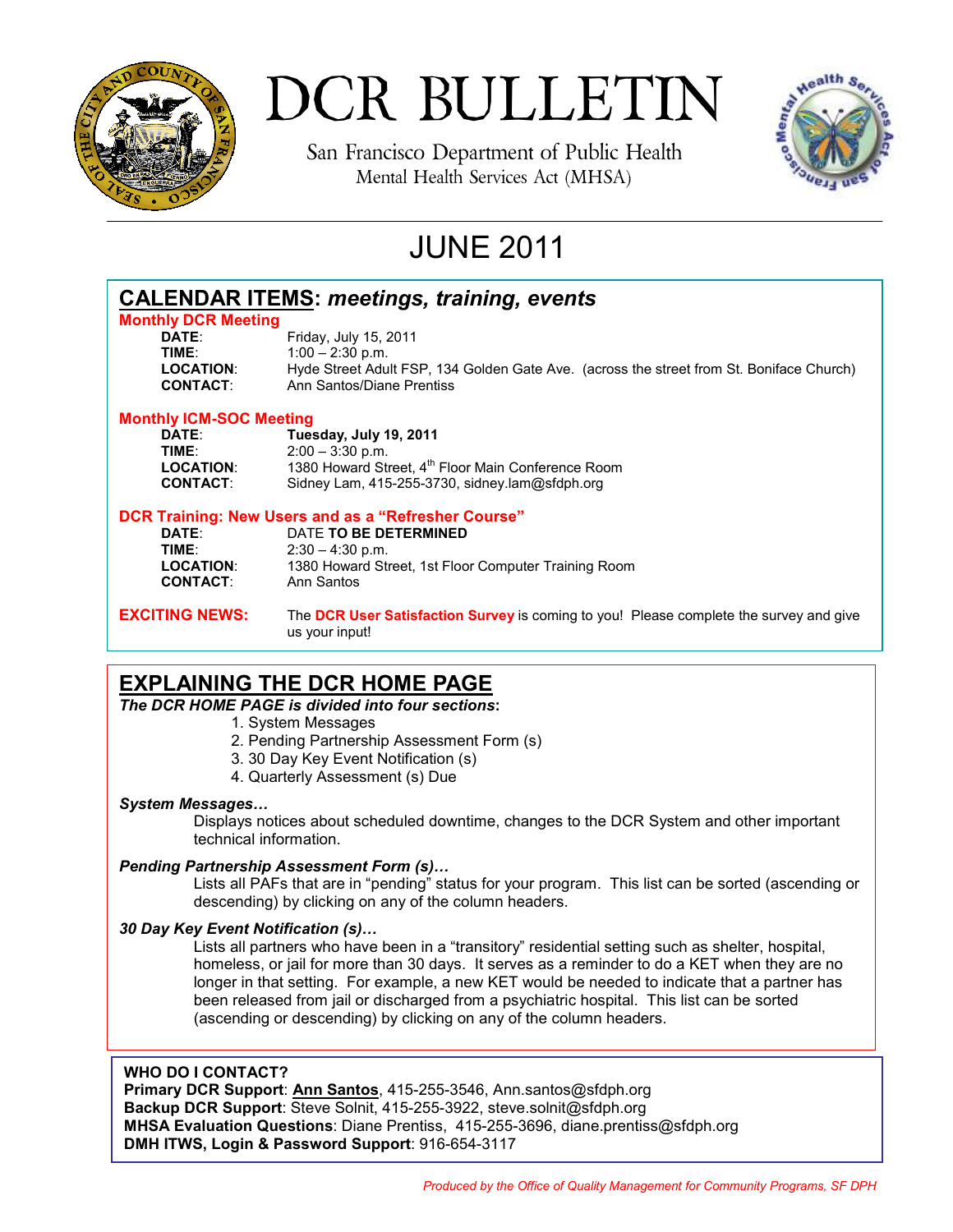# DCR BULLETIN

San Francisco Department of Public Health
Mental Health Services Act (MHSA)

## JUNE 2011

## CALENDAR ITEMS: *meetings, training, events*

### Monthly DCR Meeting

**DATE**: Friday, July 15, 2011
**TIME**: 1:00 – 2:30 p.m.
**LOCATION**: Hyde Street Adult FSP, 134 Golden Gate Ave. (across the street from St. Boniface Church)
**CONTACT**: Ann Santos/Diane Prentiss

### Monthly ICM-SOC Meeting

**DATE**: **Tuesday, July 19, 2011**
**TIME**: 2:00 – 3:30 p.m.
**LOCATION**: 1380 Howard Street, 4th Floor Main Conference Room
**CONTACT**: Sidney Lam, 415-255-3730, sidney.lam@sfdph.org

### DCR Training: New Users and as a "Refresher Course"

**DATE**: DATE **TO BE DETERMINED**
**TIME**: 2:30 – 4:30 p.m.
**LOCATION**: 1380 Howard Street, 1st Floor Computer Training Room
**CONTACT**: Ann Santos

**EXCITING NEWS:** The **DCR User Satisfaction Survey** is coming to you! Please complete the survey and give us your input!

## EXPLAINING THE DCR HOME PAGE

***The DCR HOME PAGE is divided into four sections*:**

1. System Messages
2. Pending Partnership Assessment Form (s)
3. 30 Day Key Event Notification (s)
4. Quarterly Assessment (s) Due

***System Messages…***

Displays notices about scheduled downtime, changes to the DCR System and other important technical information.

***Pending Partnership Assessment Form (s)…***

Lists all PAFs that are in "pending" status for your program. This list can be sorted (ascending or descending) by clicking on any of the column headers.

***30 Day Key Event Notification (s)…***

Lists all partners who have been in a "transitory" residential setting such as shelter, hospital, homeless, or jail for more than 30 days. It serves as a reminder to do a KET when they are no longer in that setting. For example, a new KET would be needed to indicate that a partner has been released from jail or discharged from a psychiatric hospital. This list can be sorted (ascending or descending) by clicking on any of the column headers.

**WHO DO I CONTACT?**
**Primary DCR Support**: **Ann Santos**, 415-255-3546, Ann.santos@sfdph.org
**Backup DCR Support**: Steve Solnit, 415-255-3922, steve.solnit@sfdph.org
**MHSA Evaluation Questions**: Diane Prentiss, 415-255-3696, diane.prentiss@sfdph.org
**DMH ITWS, Login & Password Support**: 916-654-3117

*Produced by the Office of Quality Management for Community Programs, SF DPH*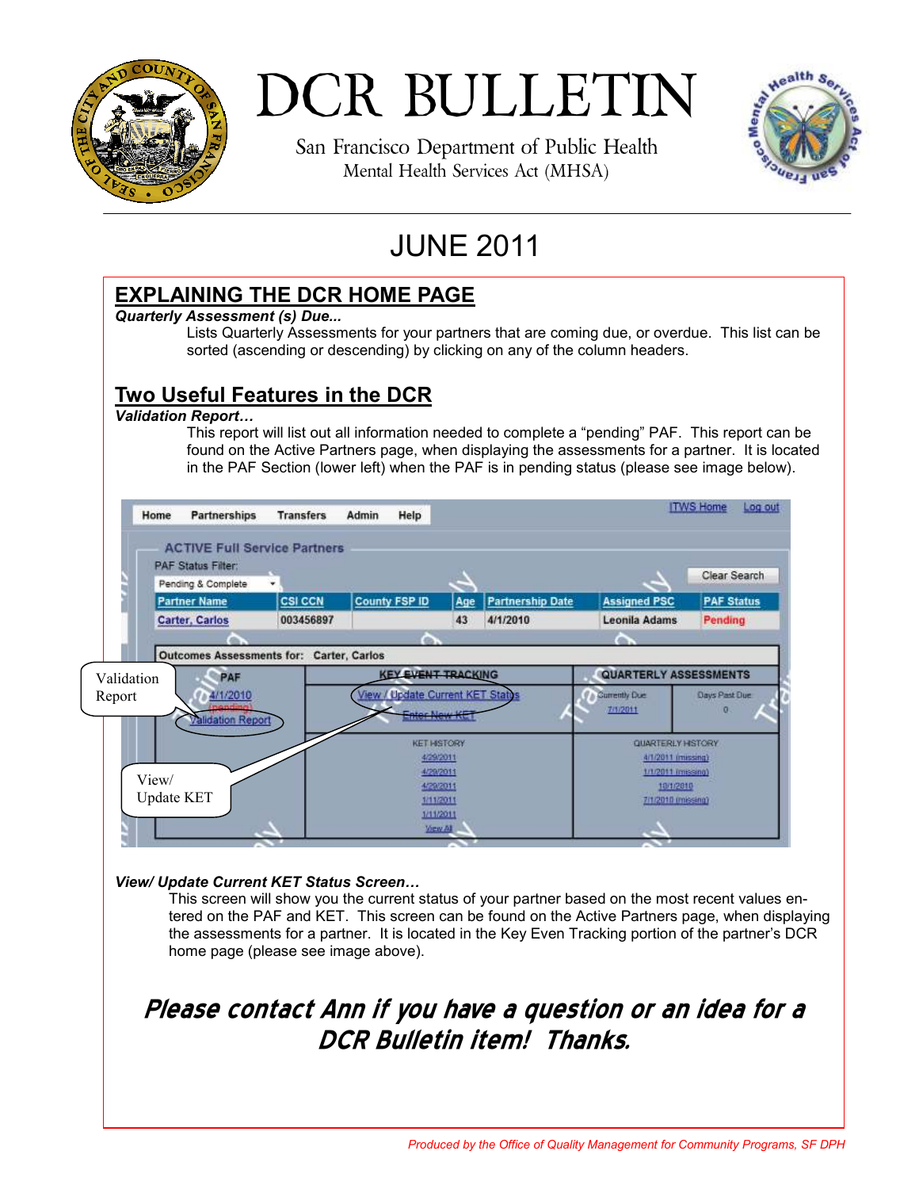# DCR BULLETIN

San Francisco Department of Public Health
Mental Health Services Act (MHSA)

## JUNE 2011

## EXPLAINING THE DCR HOME PAGE

***Quarterly Assessment (s) Due...***

Lists Quarterly Assessments for your partners that are coming due, or overdue. This list can be sorted (ascending or descending) by clicking on any of the column headers.

## Two Useful Features in the DCR

***Validation Report…***

This report will list out all information needed to complete a "pending" PAF. This report can be found on the Active Partners page, when displaying the assessments for a partner. It is located in the PAF Section (lower left) when the PAF is in pending status (please see image below).

Home Partnerships Transfers Admin Help
ITWS Home Log out

ACTIVE Full Service Partners

PAF Status Filter:
Pending & Complete
Clear Search

| Partner Name | CSI CCN | County FSP ID | Age | Partnership Date | Assigned PSC | PAF Status |
|---|---|---|---|---|---|---|
| Carter, Carlos | 003456897 | | 43 | 4/1/2010 | Leonila Adams | Pending |

Outcomes Assessments for: Carter, Carlos

| PAF | KEY EVENT TRACKING | QUARTERLY ASSESSMENTS | |
|---|---|---|---|
| 4/1/2010 (pending) Validation Report | View / Update Current KET Status<br>Enter New KET | Currently Due<br>7/1/2011 | Days Past Due<br>0 |
| | KET HISTORY<br>4/29/2011<br>4/29/2011<br>4/29/2011<br>1/11/2011<br>1/11/2011<br>View All | QUARTERLY HISTORY<br>4/1/2011 (missing)<br>1/1/2011 (missing)<br>10/1/2010<br>7/1/2010 (missing) | |

Validation Report

View/ Update KET

***View/ Update Current KET Status Screen…***

This screen will show you the current status of your partner based on the most recent values entered on the PAF and KET. This screen can be found on the Active Partners page, when displaying the assessments for a partner. It is located in the Key Even Tracking portion of the partner's DCR home page (please see image above).

***Please contact Ann if you have a question or an idea for a DCR Bulletin item! Thanks.***

*Produced by the Office of Quality Management for Community Programs, SF DPH*